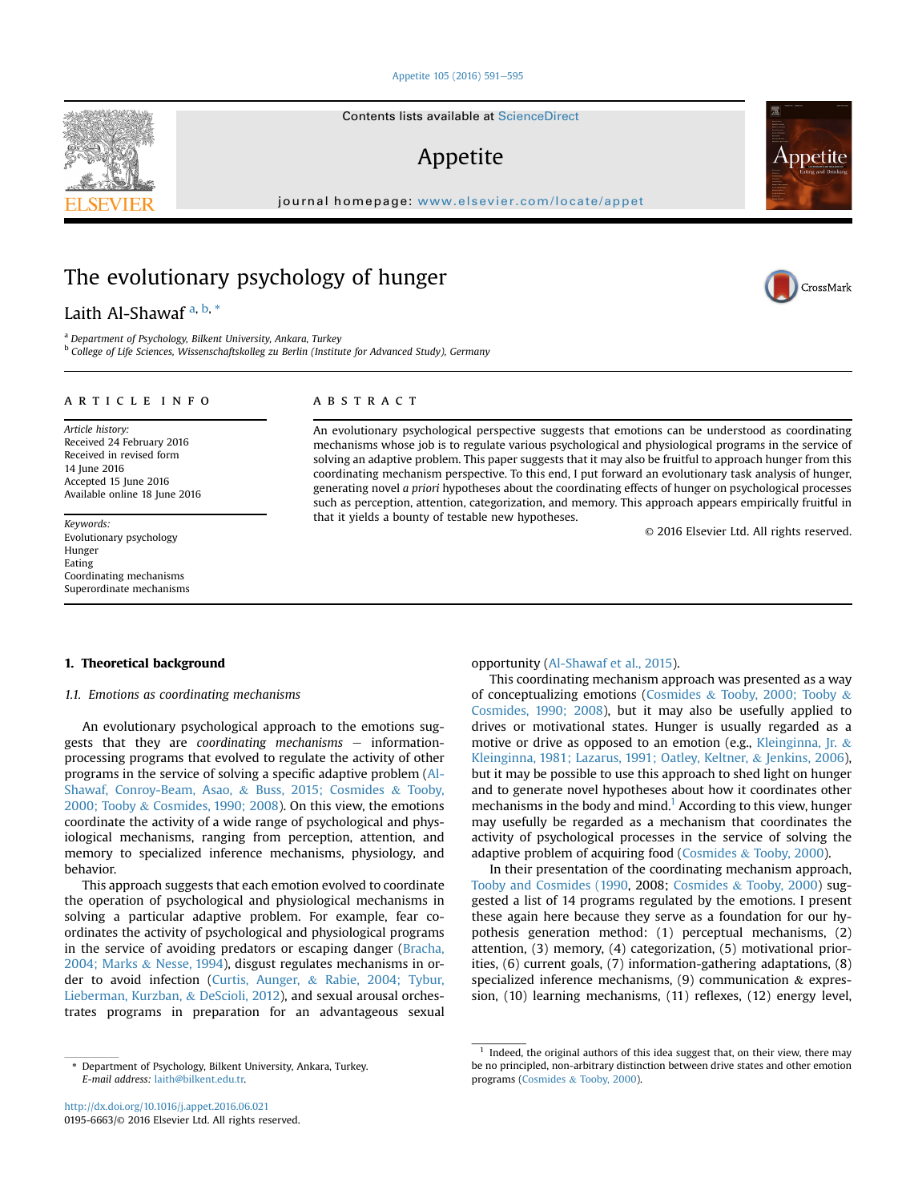# The evolutionary psychology of hunger

Laith Al-Shawaf [a, b, *]

[a] Department of Psychology, Bilkent University, Ankara, Turkey
[b] College of Life Sciences, Wissenschaftskolleg zu Berlin (Institute for Advanced Study), Germany

## ARTICLE INFO

*Article history:*
Received 24 February 2016
Received in revised form
14 June 2016
Accepted 15 June 2016
Available online 18 June 2016

*Keywords:*
Evolutionary psychology
Hunger
Eating
Coordinating mechanisms
Superordinate mechanisms

## ABSTRACT

An evolutionary psychological perspective suggests that emotions can be understood as coordinating mechanisms whose job is to regulate various psychological and physiological programs in the service of solving an adaptive problem. This paper suggests that it may also be fruitful to approach hunger from this coordinating mechanism perspective. To this end, I put forward an evolutionary task analysis of hunger, generating novel *a priori* hypotheses about the coordinating effects of hunger on psychological processes such as perception, attention, categorization, and memory. This approach appears empirically fruitful in that it yields a bounty of testable new hypotheses.

© 2016 Elsevier Ltd. All rights reserved.

## 1. Theoretical background

### 1.1. Emotions as coordinating mechanisms

An evolutionary psychological approach to the emotions suggests that they are *coordinating mechanisms* – information-processing programs that evolved to regulate the activity of other programs in the service of solving a specific adaptive problem (Al-Shawaf, Conroy-Beam, Asao, & Buss, 2015; Cosmides & Tooby, 2000; Tooby & Cosmides, 1990; 2008). On this view, the emotions coordinate the activity of a wide range of psychological and physiological mechanisms, ranging from perception, attention, and memory to specialized inference mechanisms, physiology, and behavior.

This approach suggests that each emotion evolved to coordinate the operation of psychological and physiological mechanisms in solving a particular adaptive problem. For example, fear coordinates the activity of psychological and physiological programs in the service of avoiding predators or escaping danger (Bracha, 2004; Marks & Nesse, 1994), disgust regulates mechanisms in order to avoid infection (Curtis, Aunger, & Rabie, 2004; Tybur, Lieberman, Kurzban, & DeScioli, 2012), and sexual arousal orchestrates programs in preparation for an advantageous sexual opportunity (Al-Shawaf et al., 2015).

This coordinating mechanism approach was presented as a way of conceptualizing emotions (Cosmides & Tooby, 2000; Tooby & Cosmides, 1990; 2008), but it may also be usefully applied to drives or motivational states. Hunger is usually regarded as a motive or drive as opposed to an emotion (e.g., Kleinginna, Jr. & Kleinginna, 1981; Lazarus, 1991; Oatley, Keltner, & Jenkins, 2006), but it may be possible to use this approach to shed light on hunger and to generate novel hypotheses about how it coordinates other mechanisms in the body and mind.[1] According to this view, hunger may usefully be regarded as a mechanism that coordinates the activity of psychological processes in the service of solving the adaptive problem of acquiring food (Cosmides & Tooby, 2000).

In their presentation of the coordinating mechanism approach, Tooby and Cosmides (1990, 2008; Cosmides & Tooby, 2000) suggested a list of 14 programs regulated by the emotions. I present these again here because they serve as a foundation for our hypothesis generation method: (1) perceptual mechanisms, (2) attention, (3) memory, (4) categorization, (5) motivational priorities, (6) current goals, (7) information-gathering adaptations, (8) specialized inference mechanisms, (9) communication & expression, (10) learning mechanisms, (11) reflexes, (12) energy level,

[1] Indeed, the original authors of this idea suggest that, on their view, there may be no principled, non-arbitrary distinction between drive states and other emotion programs (Cosmides & Tooby, 2000).

* Department of Psychology, Bilkent University, Ankara, Turkey.
E-mail address: laith@bilkent.edu.tr.

http://dx.doi.org/10.1016/j.appet.2016.06.021
0195-6663/© 2016 Elsevier Ltd. All rights reserved.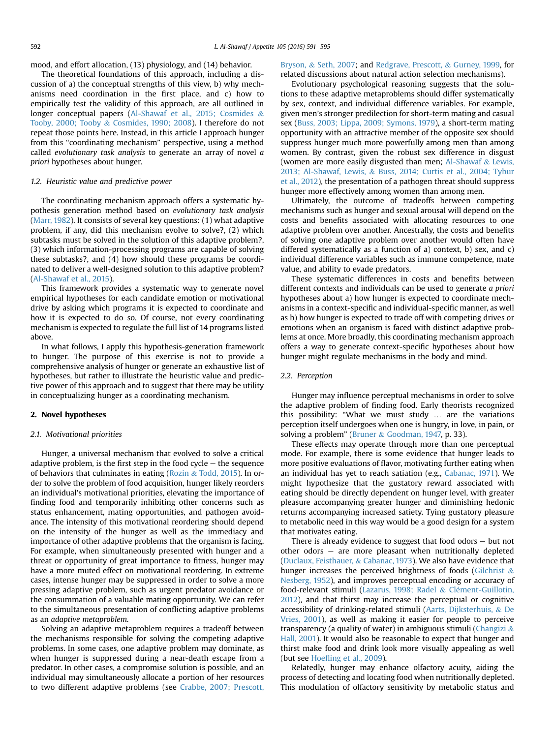mood, and effort allocation, (13) physiology, and (14) behavior.

The theoretical foundations of this approach, including a discussion of a) the conceptual strengths of this view, b) why mechanisms need coordination in the first place, and c) how to empirically test the validity of this approach, are all outlined in longer conceptual papers (Al-Shawaf et al., 2015; Cosmides & Tooby, 2000; Tooby & Cosmides, 1990; 2008). I therefore do not repeat those points here. Instead, in this article I approach hunger from this "coordinating mechanism" perspective, using a method called *evolutionary task analysis* to generate an array of novel *a priori* hypotheses about hunger.

### 1.2. Heuristic value and predictive power

The coordinating mechanism approach offers a systematic hypothesis generation method based on *evolutionary task analysis* (Marr, 1982). It consists of several key questions: (1) what adaptive problem, if any, did this mechanism evolve to solve?, (2) which subtasks must be solved in the solution of this adaptive problem?, (3) which information-processing programs are capable of solving these subtasks?, and (4) how should these programs be coordinated to deliver a well-designed solution to this adaptive problem? (Al-Shawaf et al., 2015).

This framework provides a systematic way to generate novel empirical hypotheses for each candidate emotion or motivational drive by asking which programs it is expected to coordinate and how it is expected to do so. Of course, not every coordinating mechanism is expected to regulate the full list of 14 programs listed above.

In what follows, I apply this hypothesis-generation framework to hunger. The purpose of this exercise is not to provide a comprehensive analysis of hunger or generate an exhaustive list of hypotheses, but rather to illustrate the heuristic value and predictive power of this approach and to suggest that there may be utility in conceptualizing hunger as a coordinating mechanism.

## 2. Novel hypotheses

### 2.1. Motivational priorities

Hunger, a universal mechanism that evolved to solve a critical adaptive problem, is the first step in the food cycle – the sequence of behaviors that culminates in eating (Rozin & Todd, 2015). In order to solve the problem of food acquisition, hunger likely reorders an individual's motivational priorities, elevating the importance of finding food and temporarily inhibiting other concerns such as status enhancement, mating opportunities, and pathogen avoidance. The intensity of this motivational reordering should depend on the intensity of the hunger as well as the immediacy and importance of other adaptive problems that the organism is facing. For example, when simultaneously presented with hunger and a threat or opportunity of great importance to fitness, hunger may have a more muted effect on motivational reordering. In extreme cases, intense hunger may be suppressed in order to solve a more pressing adaptive problem, such as urgent predator avoidance or the consummation of a valuable mating opportunity. We can refer to the simultaneous presentation of conflicting adaptive problems as an *adaptive metaproblem*.

Solving an adaptive metaproblem requires a tradeoff between the mechanisms responsible for solving the competing adaptive problems. In some cases, one adaptive problem may dominate, as when hunger is suppressed during a near-death escape from a predator. In other cases, a compromise solution is possible, and an individual may simultaneously allocate a portion of her resources to two different adaptive problems (see Crabbe, 2007; Prescott, Bryson, & Seth, 2007; and Redgrave, Prescott, & Gurney, 1999, for related discussions about natural action selection mechanisms).

Evolutionary psychological reasoning suggests that the solutions to these adaptive metaproblems should differ systematically by sex, context, and individual difference variables. For example, given men's stronger predilection for short-term mating and casual sex (Buss, 2003; Lippa, 2009; Symons, 1979), a short-term mating opportunity with an attractive member of the opposite sex should suppress hunger much more powerfully among men than among women. By contrast, given the robust sex difference in disgust (women are more easily disgusted than men; Al-Shawaf & Lewis, 2013; Al-Shawaf, Lewis, & Buss, 2014; Curtis et al., 2004; Tybur et al., 2012), the presentation of a pathogen threat should suppress hunger more effectively among women than among men.

Ultimately, the outcome of tradeoffs between competing mechanisms such as hunger and sexual arousal will depend on the costs and benefits associated with allocating resources to one adaptive problem over another. Ancestrally, the costs and benefits of solving one adaptive problem over another would often have differed systematically as a function of a) context, b) sex, and c) individual difference variables such as immune competence, mate value, and ability to evade predators.

These systematic differences in costs and benefits between different contexts and individuals can be used to generate *a priori* hypotheses about a) how hunger is expected to coordinate mechanisms in a context-specific and individual-specific manner, as well as b) how hunger is expected to trade off with competing drives or emotions when an organism is faced with distinct adaptive problems at once. More broadly, this coordinating mechanism approach offers a way to generate context-specific hypotheses about how hunger might regulate mechanisms in the body and mind.

### 2.2. Perception

Hunger may influence perceptual mechanisms in order to solve the adaptive problem of finding food. Early theorists recognized this possibility: "What we must study … are the variations perception itself undergoes when one is hungry, in love, in pain, or solving a problem" (Bruner & Goodman, 1947, p. 33).

These effects may operate through more than one perceptual mode. For example, there is some evidence that hunger leads to more positive evaluations of flavor, motivating further eating when an individual has yet to reach satiation (e.g., Cabanac, 1971). We might hypothesize that the gustatory reward associated with eating should be directly dependent on hunger level, with greater pleasure accompanying greater hunger and diminishing hedonic returns accompanying increased satiety. Tying gustatory pleasure to metabolic need in this way would be a good design for a system that motivates eating.

There is already evidence to suggest that food odors – but not other odors – are more pleasant when nutritionally depleted (Duclaux, Feisthauer, & Cabanac, 1973). We also have evidence that hunger increases the perceived brightness of foods (Gilchrist & Nesberg, 1952), and improves perceptual encoding or accuracy of food-relevant stimuli (Lazarus, 1998; Radel & Clément-Guillotin, 2012), and that thirst may increase the perceptual or cognitive accessibility of drinking-related stimuli (Aarts, Dijksterhuis, & De Vries, 2001), as well as making it easier for people to perceive transparency (a quality of water) in ambiguous stimuli (Changizi & Hall, 2001). It would also be reasonable to expect that hunger and thirst make food and drink look more visually appealing as well (but see Hoefling et al., 2009).

Relatedly, hunger may enhance olfactory acuity, aiding the process of detecting and locating food when nutritionally depleted. This modulation of olfactory sensitivity by metabolic status and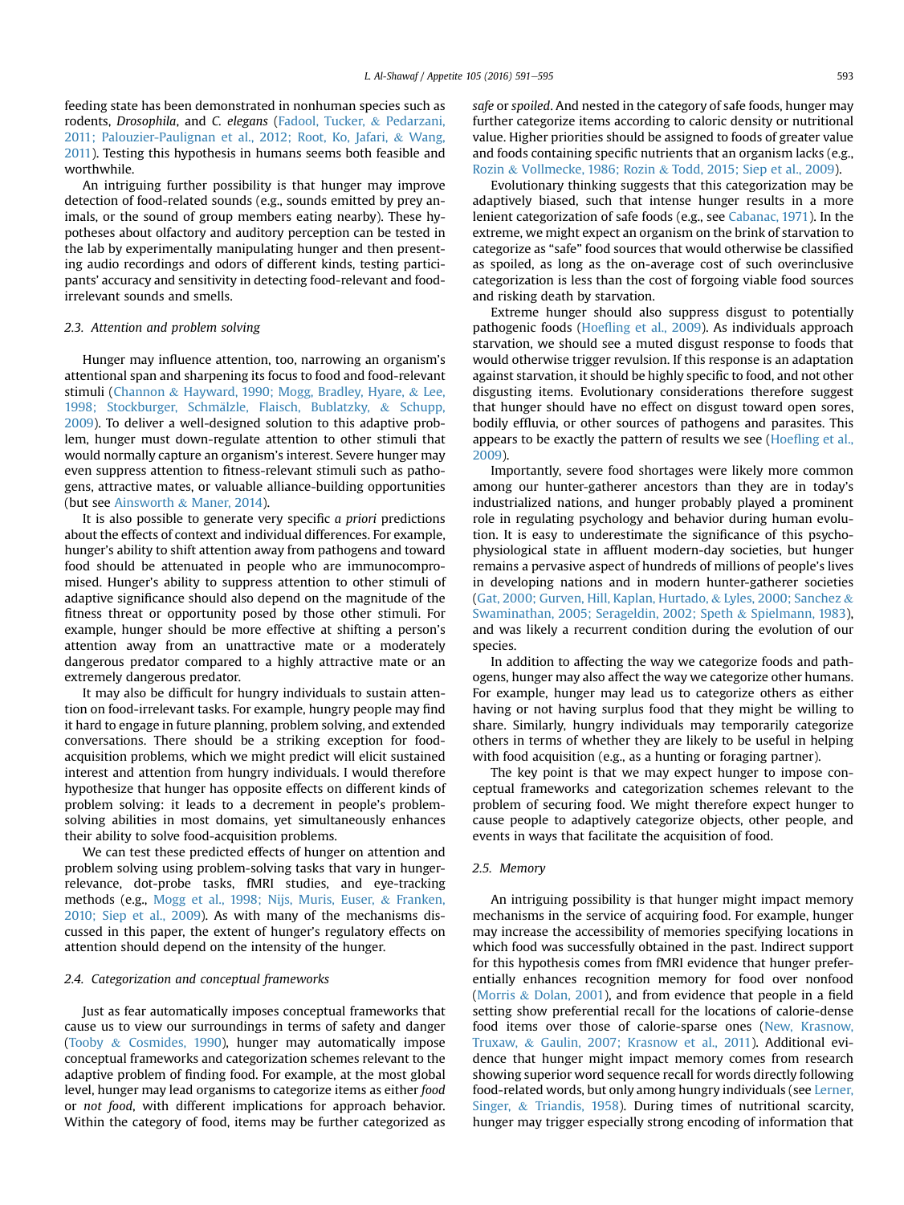feeding state has been demonstrated in nonhuman species such as rodents, *Drosophila*, and *C. elegans* (Fadool, Tucker, & Pedarzani, 2011; Palouzier-Paulignan et al., 2012; Root, Ko, Jafari, & Wang, 2011). Testing this hypothesis in humans seems both feasible and worthwhile.

An intriguing further possibility is that hunger may improve detection of food-related sounds (e.g., sounds emitted by prey animals, or the sound of group members eating nearby). These hypotheses about olfactory and auditory perception can be tested in the lab by experimentally manipulating hunger and then presenting audio recordings and odors of different kinds, testing participants' accuracy and sensitivity in detecting food-relevant and food-irrelevant sounds and smells.

### 2.3. Attention and problem solving

Hunger may influence attention, too, narrowing an organism's attentional span and sharpening its focus to food and food-relevant stimuli (Channon & Hayward, 1990; Mogg, Bradley, Hyare, & Lee, 1998; Stockburger, Schmälzle, Flaisch, Bublatzky, & Schupp, 2009). To deliver a well-designed solution to this adaptive problem, hunger must down-regulate attention to other stimuli that would normally capture an organism's interest. Severe hunger may even suppress attention to fitness-relevant stimuli such as pathogens, attractive mates, or valuable alliance-building opportunities (but see Ainsworth & Maner, 2014).

It is also possible to generate very specific *a priori* predictions about the effects of context and individual differences. For example, hunger's ability to shift attention away from pathogens and toward food should be attenuated in people who are immunocompromised. Hunger's ability to suppress attention to other stimuli of adaptive significance should also depend on the magnitude of the fitness threat or opportunity posed by those other stimuli. For example, hunger should be more effective at shifting a person's attention away from an unattractive mate or a moderately dangerous predator compared to a highly attractive mate or an extremely dangerous predator.

It may also be difficult for hungry individuals to sustain attention on food-irrelevant tasks. For example, hungry people may find it hard to engage in future planning, problem solving, and extended conversations. There should be a striking exception for food-acquisition problems, which we might predict will elicit sustained interest and attention from hungry individuals. I would therefore hypothesize that hunger has opposite effects on different kinds of problem solving: it leads to a decrement in people's problem-solving abilities in most domains, yet simultaneously enhances their ability to solve food-acquisition problems.

We can test these predicted effects of hunger on attention and problem solving using problem-solving tasks that vary in hunger-relevance, dot-probe tasks, fMRI studies, and eye-tracking methods (e.g., Mogg et al., 1998; Nijs, Muris, Euser, & Franken, 2010; Siep et al., 2009). As with many of the mechanisms discussed in this paper, the extent of hunger's regulatory effects on attention should depend on the intensity of the hunger.

### 2.4. Categorization and conceptual frameworks

Just as fear automatically imposes conceptual frameworks that cause us to view our surroundings in terms of safety and danger (Tooby & Cosmides, 1990), hunger may automatically impose conceptual frameworks and categorization schemes relevant to the adaptive problem of finding food. For example, at the most global level, hunger may lead organisms to categorize items as either *food* or *not food*, with different implications for approach behavior. Within the category of food, items may be further categorized as *safe* or *spoiled*. And nested in the category of safe foods, hunger may further categorize items according to caloric density or nutritional value. Higher priorities should be assigned to foods of greater value and foods containing specific nutrients that an organism lacks (e.g., Rozin & Vollmecke, 1986; Rozin & Todd, 2015; Siep et al., 2009).

Evolutionary thinking suggests that this categorization may be adaptively biased, such that intense hunger results in a more lenient categorization of safe foods (e.g., see Cabanac, 1971). In the extreme, we might expect an organism on the brink of starvation to categorize as "safe" food sources that would otherwise be classified as spoiled, as long as the on-average cost of such overinclusive categorization is less than the cost of forgoing viable food sources and risking death by starvation.

Extreme hunger should also suppress disgust to potentially pathogenic foods (Hoefling et al., 2009). As individuals approach starvation, we should see a muted disgust response to foods that would otherwise trigger revulsion. If this response is an adaptation against starvation, it should be highly specific to food, and not other disgusting items. Evolutionary considerations therefore suggest that hunger should have no effect on disgust toward open sores, bodily effluvia, or other sources of pathogens and parasites. This appears to be exactly the pattern of results we see (Hoefling et al., 2009).

Importantly, severe food shortages were likely more common among our hunter-gatherer ancestors than they are in today's industrialized nations, and hunger probably played a prominent role in regulating psychology and behavior during human evolution. It is easy to underestimate the significance of this psychophysiological state in affluent modern-day societies, but hunger remains a pervasive aspect of hundreds of millions of people's lives in developing nations and in modern hunter-gatherer societies (Gat, 2000; Gurven, Hill, Kaplan, Hurtado, & Lyles, 2000; Sanchez & Swaminathan, 2005; Serageldin, 2002; Speth & Spielmann, 1983), and was likely a recurrent condition during the evolution of our species.

In addition to affecting the way we categorize foods and pathogens, hunger may also affect the way we categorize other humans. For example, hunger may lead us to categorize others as either having or not having surplus food that they might be willing to share. Similarly, hungry individuals may temporarily categorize others in terms of whether they are likely to be useful in helping with food acquisition (e.g., as a hunting or foraging partner).

The key point is that we may expect hunger to impose conceptual frameworks and categorization schemes relevant to the problem of securing food. We might therefore expect hunger to cause people to adaptively categorize objects, other people, and events in ways that facilitate the acquisition of food.

### 2.5. Memory

An intriguing possibility is that hunger might impact memory mechanisms in the service of acquiring food. For example, hunger may increase the accessibility of memories specifying locations in which food was successfully obtained in the past. Indirect support for this hypothesis comes from fMRI evidence that hunger preferentially enhances recognition memory for food over nonfood (Morris & Dolan, 2001), and from evidence that people in a field setting show preferential recall for the locations of calorie-dense food items over those of calorie-sparse ones (New, Krasnow, Truxaw, & Gaulin, 2007; Krasnow et al., 2011). Additional evidence that hunger might impact memory comes from research showing superior word sequence recall for words directly following food-related words, but only among hungry individuals (see Lerner, Singer, & Triandis, 1958). During times of nutritional scarcity, hunger may trigger especially strong encoding of information that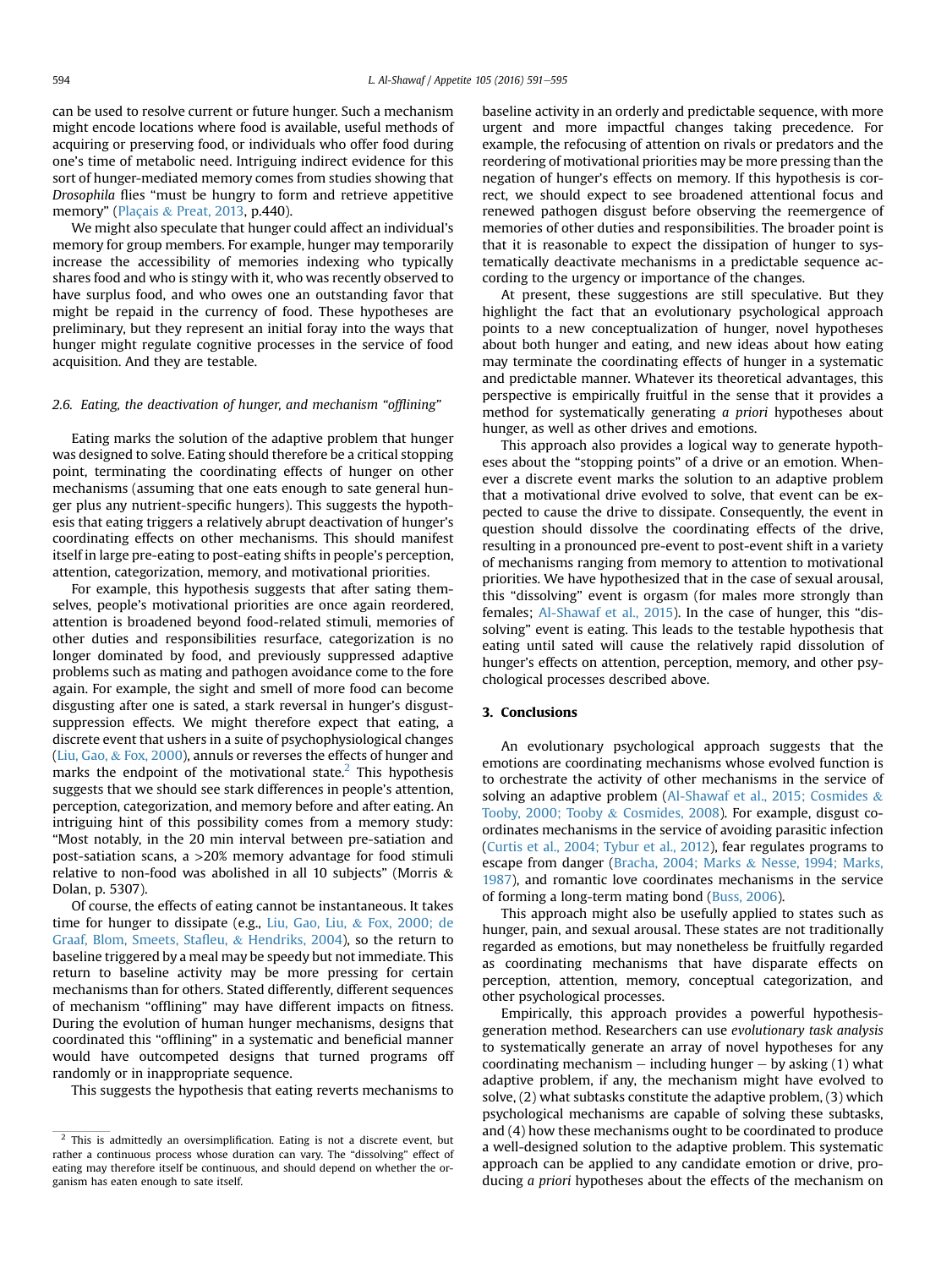can be used to resolve current or future hunger. Such a mechanism might encode locations where food is available, useful methods of acquiring or preserving food, or individuals who offer food during one's time of metabolic need. Intriguing indirect evidence for this sort of hunger-mediated memory comes from studies showing that *Drosophila* flies "must be hungry to form and retrieve appetitive memory" (Plaçais & Preat, 2013, p.440).

We might also speculate that hunger could affect an individual's memory for group members. For example, hunger may temporarily increase the accessibility of memories indexing who typically shares food and who is stingy with it, who was recently observed to have surplus food, and who owes one an outstanding favor that might be repaid in the currency of food. These hypotheses are preliminary, but they represent an initial foray into the ways that hunger might regulate cognitive processes in the service of food acquisition. And they are testable.

### 2.6. Eating, the deactivation of hunger, and mechanism "offlining"

Eating marks the solution of the adaptive problem that hunger was designed to solve. Eating should therefore be a critical stopping point, terminating the coordinating effects of hunger on other mechanisms (assuming that one eats enough to sate general hunger plus any nutrient-specific hungers). This suggests the hypothesis that eating triggers a relatively abrupt deactivation of hunger's coordinating effects on other mechanisms. This should manifest itself in large pre-eating to post-eating shifts in people's perception, attention, categorization, memory, and motivational priorities.

For example, this hypothesis suggests that after sating themselves, people's motivational priorities are once again reordered, attention is broadened beyond food-related stimuli, memories of other duties and responsibilities resurface, categorization is no longer dominated by food, and previously suppressed adaptive problems such as mating and pathogen avoidance come to the fore again. For example, the sight and smell of more food can become disgusting after one is sated, a stark reversal in hunger's disgust-suppression effects. We might therefore expect that eating, a discrete event that ushers in a suite of psychophysiological changes (Liu, Gao, & Fox, 2000), annuls or reverses the effects of hunger and marks the endpoint of the motivational state.[2] This hypothesis suggests that we should see stark differences in people's attention, perception, categorization, and memory before and after eating. An intriguing hint of this possibility comes from a memory study: "Most notably, in the 20 min interval between pre-satiation and post-satiation scans, a >20% memory advantage for food stimuli relative to non-food was abolished in all 10 subjects" (Morris & Dolan, p. 5307).

Of course, the effects of eating cannot be instantaneous. It takes time for hunger to dissipate (e.g., Liu, Gao, Liu, & Fox, 2000; de Graaf, Blom, Smeets, Stafleu, & Hendriks, 2004), so the return to baseline triggered by a meal may be speedy but not immediate. This return to baseline activity may be more pressing for certain mechanisms than for others. Stated differently, different sequences of mechanism "offlining" may have different impacts on fitness. During the evolution of human hunger mechanisms, designs that coordinated this "offlining" in a systematic and beneficial manner would have outcompeted designs that turned programs off randomly or in inappropriate sequence.

This suggests the hypothesis that eating reverts mechanisms to baseline activity in an orderly and predictable sequence, with more urgent and more impactful changes taking precedence. For example, the refocusing of attention on rivals or predators and the reordering of motivational priorities may be more pressing than the negation of hunger's effects on memory. If this hypothesis is correct, we should expect to see broadened attentional focus and renewed pathogen disgust before observing the reemergence of memories of other duties and responsibilities. The broader point is that it is reasonable to expect the dissipation of hunger to systematically deactivate mechanisms in a predictable sequence according to the urgency or importance of the changes.

At present, these suggestions are still speculative. But they highlight the fact that an evolutionary psychological approach points to a new conceptualization of hunger, novel hypotheses about both hunger and eating, and new ideas about how eating may terminate the coordinating effects of hunger in a systematic and predictable manner. Whatever its theoretical advantages, this perspective is empirically fruitful in the sense that it provides a method for systematically generating *a priori* hypotheses about hunger, as well as other drives and emotions.

This approach also provides a logical way to generate hypotheses about the "stopping points" of a drive or an emotion. Whenever a discrete event marks the solution to an adaptive problem that a motivational drive evolved to solve, that event can be expected to cause the drive to dissipate. Consequently, the event in question should dissolve the coordinating effects of the drive, resulting in a pronounced pre-event to post-event shift in a variety of mechanisms ranging from memory to attention to motivational priorities. We have hypothesized that in the case of sexual arousal, this "dissolving" event is orgasm (for males more strongly than females; Al-Shawaf et al., 2015). In the case of hunger, this "dissolving" event is eating. This leads to the testable hypothesis that eating until sated will cause the relatively rapid dissolution of hunger's effects on attention, perception, memory, and other psychological processes described above.

## 3. Conclusions

An evolutionary psychological approach suggests that the emotions are coordinating mechanisms whose evolved function is to orchestrate the activity of other mechanisms in the service of solving an adaptive problem (Al-Shawaf et al., 2015; Cosmides & Tooby, 2000; Tooby & Cosmides, 2008). For example, disgust coordinates mechanisms in the service of avoiding parasitic infection (Curtis et al., 2004; Tybur et al., 2012), fear regulates programs to escape from danger (Bracha, 2004; Marks & Nesse, 1994; Marks, 1987), and romantic love coordinates mechanisms in the service of forming a long-term mating bond (Buss, 2006).

This approach might also be usefully applied to states such as hunger, pain, and sexual arousal. These states are not traditionally regarded as emotions, but may nonetheless be fruitfully regarded as coordinating mechanisms that have disparate effects on perception, attention, memory, conceptual categorization, and other psychological processes.

Empirically, this approach provides a powerful hypothesis-generation method. Researchers can use *evolutionary task analysis* to systematically generate an array of novel hypotheses for any coordinating mechanism – including hunger – by asking (1) what adaptive problem, if any, the mechanism might have evolved to solve, (2) what subtasks constitute the adaptive problem, (3) which psychological mechanisms are capable of solving these subtasks, and (4) how these mechanisms ought to be coordinated to produce a well-designed solution to the adaptive problem. This systematic approach can be applied to any candidate emotion or drive, producing *a priori* hypotheses about the effects of the mechanism on

---

[2] This is admittedly an oversimplification. Eating is not a discrete event, but rather a continuous process whose duration can vary. The "dissolving" effect of eating may therefore itself be continuous, and should depend on whether the organism has eaten enough to sate itself.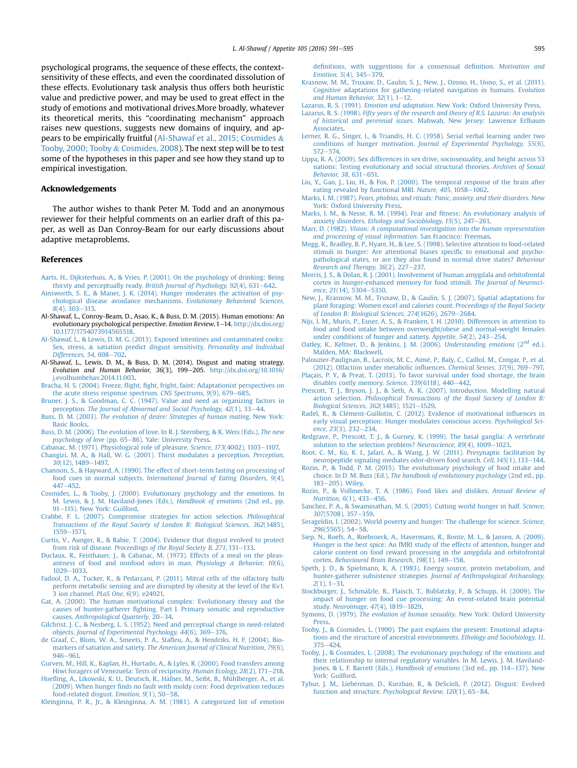psychological programs, the sequence of these effects, the context-sensitivity of these effects, and even the coordinated dissolution of these effects. Evolutionary task analysis thus offers both heuristic value and predictive power, and may be used to great effect in the study of emotions and motivational drives.More broadly, whatever its theoretical merits, this "coordinating mechanism" approach raises new questions, suggests new domains of inquiry, and appears to be empirically fruitful (Al-Shawaf et al., 2015; Cosmides & Tooby, 2000; Tooby & Cosmides, 2008). The next step will be to test some of the hypotheses in this paper and see how they stand up to empirical investigation.

## Acknowledgements

The author wishes to thank Peter M. Todd and an anonymous reviewer for their helpful comments on an earlier draft of this paper, as well as Dan Conroy-Beam for our early discussions about adaptive metaproblems.

## References

Aarts, H., Dijksterhuis, A., & Vries, P. (2001). On the psychology of drinking: Being thirsty and perceptually ready. *British Journal of Psychology, 92*(4), 631–642.

Ainsworth, S. E., & Maner, J. K. (2014). Hunger moderates the activation of psychological disease avoidance mechanisms. *Evolutionary Behavioral Sciences, 8*(4), 303–313.

Al-Shawaf, L., Conroy-Beam, D., Asao, K., & Buss, D. M. (2015). Human emotions: An evolutionary psychological perspective. *Emotion Review*, 1–14. http://dx.doi.org/10.1177/1754073914565518.

Al-Shawaf, L., & Lewis, D. M. G. (2013). Exposed intestines and contaminated cooks: Sex, stress, & satiation predict disgust sensitivity. *Personality and Individual Differences, 54*, 698–702.

Al-Shawaf, L., Lewis, D. M., & Buss, D. M. (2014). Disgust and mating strategy. *Evolution and Human Behavior, 36*(3), 199–205. http://dx.doi.org/10.1016/j.evolhumbehav.2014.11.003.

Bracha, H. S. (2004). Freeze, flight, fight, fright, faint: Adaptationist perspectives on the acute stress response spectrum. *CNS Spectrums, 9*(9), 679–685.

Bruner, J. S., & Goodman, C. C. (1947). Value and need as organizing factors in perception. *The Journal of Abnormal and Social Psychology, 42*(1), 33–44.

Buss, D. M. (2003). *The evolution of desire: Strategies of human mating*. New York: Basic Books.

Buss, D. M. (2006). The evolution of love. In R. J. Sternberg, & K. Weis (Eds.), *The new psychology of love* (pp. 65–86). Yale: University Press.

Cabanac, M. (1971). Physiological role of pleasure. *Science, 173*(4002), 1103–1107.

Changizi, M. A., & Hall, W. G. (2001). Thirst modulates a perception. *Perception, 30*(12), 1489–1497.

Channon, S., & Hayward, A. (1990). The effect of short-term fasting on processing of food cues in normal subjects. *International Journal of Eating Disorders, 9*(4), 447–452.

Cosmides, L., & Tooby, J. (2000). Evolutionary psychology and the emotions. In M. Lewis, & J. M. Haviland-Jones (Eds.), *Handbook of emotions* (2nd ed., pp. 91–115). New York: Guilford.

Crabbe, F. L. (2007). Compromise strategies for action selection. *Philosophical Transactions of the Royal Society of London B: Biological Sciences, 362*(1485), 1559–1571.

Curtis, V., Aunger, R., & Rabie, T. (2004). Evidence that disgust evolved to protect from risk of disease. *Proceedings of the Royal Society B, 271*, 131–133.

Duclaux, R., Feisthauer, J., & Cabanac, M. (1973). Effects of a meal on the pleasantness of food and nonfood odors in man. *Physiology & Behavior, 10*(6), 1029–1033.

Fadool, D. A., Tucker, K., & Pedarzani, P. (2011). Mitral cells of the olfactory bulb perform metabolic sensing and are disrupted by obesity at the level of the Kv1.3 ion channel. *PLoS One, 6*(9), e24921.

Gat, A. (2000). The human motivational complex: Evolutionary theory and the causes of hunter-gatherer fighting. Part I. Primary somatic and reproductive causes. *Anthropological Quarterly*, 20–34.

Gilchrist, J. C., & Nesberg, L. S. (1952). Need and perceptual change in need-related objects. *Journal of Experimental Psychology, 44*(6), 369–376.

de Graaf, C., Blom, W. A., Smeets, P. A., Stafleu, A., & Hendriks, H. F. (2004). Biomarkers of satiation and satiety. *The American Journal of Clinical Nutrition, 79*(6), 946–961.

Gurven, M., Hill, K., Kaplan, H., Hurtado, A., & Lyles, R. (2000). Food transfers among Hiwi foragers of Venezuela: Tests of reciprocity. *Human Ecology, 28*(2), 171–218.

Hoefling, A., Likowski, K. U., Deutsch, R., Häfner, M., Seibt, B., Mühlberger, A., et al. (2009). When hunger finds no fault with moldy corn: Food deprivation reduces food-related disgust. *Emotion, 9*(1), 50–58.

Kleinginna, P. R., Jr., & Kleinginna, A. M. (1981). A categorized list of emotion definitions, with suggestions for a consensual definition. *Motivation and Emotion, 5*(4), 345–379.

Krasnow, M. M., Truxaw, D., Gaulin, S. J., New, J., Ozono, H., Uono, S., et al. (2011). Cognitive adaptations for gathering-related navigation in humans. *Evolution and Human Behavior, 32*(1), 1–12.

Lazarus, R. S. (1991). *Emotion and adaptation*. New York: Oxford University Press.

Lazarus, R. S. (1998). *Fifty years of the research and theory of R.S. Lazarus: An analysis of historical and perennial issues*. Mahwah, New Jersey: Lawrence Erlbaum Associates.

Lerner, R. G., Singer, I., & Triandis, H. C. (1958). Serial verbal learning under two conditions of hunger motivation. *Journal of Experimental Psychology, 55*(6), 572–574.

Lippa, R. A. (2009). Sex differences in sex drive, sociosexuality, and height across 53 nations: Testing evolutionary and social structural theories. *Archives of Sexual Behavior, 38*, 631–651.

Liu, Y., Gao, J., Liu, H., & Fox, P. (2000). The temporal response of the brain after eating revealed by functional MRI. *Nature, 405*, 1058–1062.

Marks, I. M. (1987). *Fears, phobias, and rituals: Panic, anxiety, and their disorders*. New York: Oxford University Press.

Marks, I. M., & Nesse, R. M. (1994). Fear and fitness: An evolutionary analysis of anxiety disorders. *Ethology and Sociobiology, 15*(5), 247–261.

Marr, D. (1982). *Vision: A computational investigation into the human representation and processing of visual information*. San Francisco: Freeman.

Mogg, K., Bradley, B. P., Hyare, H., & Lee, S. (1998). Selective attention to food-related stimuli in hunger: Are attentional biases specific to emotional and psychopathological states, or are they also found in normal drive states? *Behaviour Research and Therapy, 36*(2), 227–237.

Morris, J. S., & Dolan, R. J. (2001). Involvement of human amygdala and orbitofrontal cortex in hunger-enhanced memory for food stimuli. *The Journal of Neuroscience, 21*(14), 5304–5310.

New, J., Krasnow, M. M., Truxaw, D., & Gaulin, S. J. (2007). Spatial adaptations for plant foraging: Women excel and calories count. *Proceedings of the Royal Society of London B: Biological Sciences, 274*(1626), 2679–2684.

Nijs, I. M., Muris, P., Euser, A. S., & Franken, I. H. (2010). Differences in attention to food and food intake between overweight/obese and normal-weight females under conditions of hunger and satiety. *Appetite, 54*(2), 243–254.

Oatley, K., Keltner, D., & Jenkins, J. M. (2006). *Understanding emotions* (2nd ed.). Malden, MA: Blackwell.

Palouzier-Paulignan, B., Lacroix, M. C., Aimé, P., Baly, C., Caillol, M., Congar, P., et al. (2012). Olfaction under metabolic influences. *Chemical Senses, 37*(9), 769–797.

Plaçais, P. Y., & Preat, T. (2013). To favor survival under food shortage, the brain disables costly memory. *Science, 339*(6118), 440–442.

Prescott, T. J., Bryson, J. J., & Seth, A. K. (2007). Introduction. Modelling natural action selection. *Philosophical Transactions of the Royal Society of London B: Biological Sciences, 362*(1485), 1521–1529.

Radel, R., & Clément-Guillotin, C. (2012). Evidence of motivational influences in early visual perception: Hunger modulates conscious access. *Psychological Science, 23*(3), 232–234.

Redgrave, P., Prescott, T. J., & Gurney, K. (1999). The basal ganglia: A vertebrate solution to the selection problem? *Neuroscience, 89*(4), 1009–1023.

Root, C. M., Ko, K. I., Jafari, A., & Wang, J. W. (2011). Presynaptic facilitation by neuropeptide signaling mediates odor-driven food search. *Cell, 145*(1), 133–144.

Rozin, P., & Todd, P. M. (2015). The evolutionary psychology of food intake and choice. In D. M. Buss (Ed.), *The handbook of evolutionary psychology* (2nd ed., pp. 183–205). Wiley.

Rozin, P., & Vollmecke, T. A. (1986). Food likes and dislikes. *Annual Review of Nutrition, 6*(1), 433–456.

Sanchez, P. A., & Swaminathan, M. S. (2005). Cutting world hunger in half. *Science, 307*(5708), 357–359.

Serageldin, I. (2002). World poverty and hunger: The challenge for science. *Science, 296*(5565), 54–58.

Siep, N., Roefs, A., Roebroeck, A., Havermans, R., Bonte, M. L., & Jansen, A. (2009). Hunger is the best spice: An fMRI study of the effects of attention, hunger and calorie content on food reward processing in the amygdala and orbitofrontal cortex. *Behavioural Brain Research, 198*(1), 149–158.

Speth, J. D., & Spielmann, K. A. (1983). Energy source, protein metabolism, and hunter-gatherer subsistence strategies. *Journal of Anthropological Archaeology, 2*(1), 1–31.

Stockburger, J., Schmälzle, R., Flaisch, T., Bublatzky, F., & Schupp, H. (2009). The impact of hunger on food cue processing: An event-related brain potential study. *Neuroimage, 47*(4), 1819–1829.

Symons, D. (1979). *The evolution of human sexuality*. New York: Oxford University Press.

Tooby, J., & Cosmides, L. (1990). The past explains the present: Emotional adaptations and the structure of ancestral environments. *Ethology and Sociobiology, 11*, 375–424.

Tooby, J., & Cosmides, L. (2008). The evolutionary psychology of the emotions and their relationship to internal regulatory variables. In M. Lewis, J. M. Haviland-Jones, & L. F. Barrett (Eds.), *Handbook of emotions* (3rd ed., pp. 114–137). New York: Guilford.

Tybur, J. M., Lieberman, D., Kurzban, R., & DeScioli, P. (2012). Disgust: Evolved function and structure. *Psychological Review, 120*(1), 65–84.